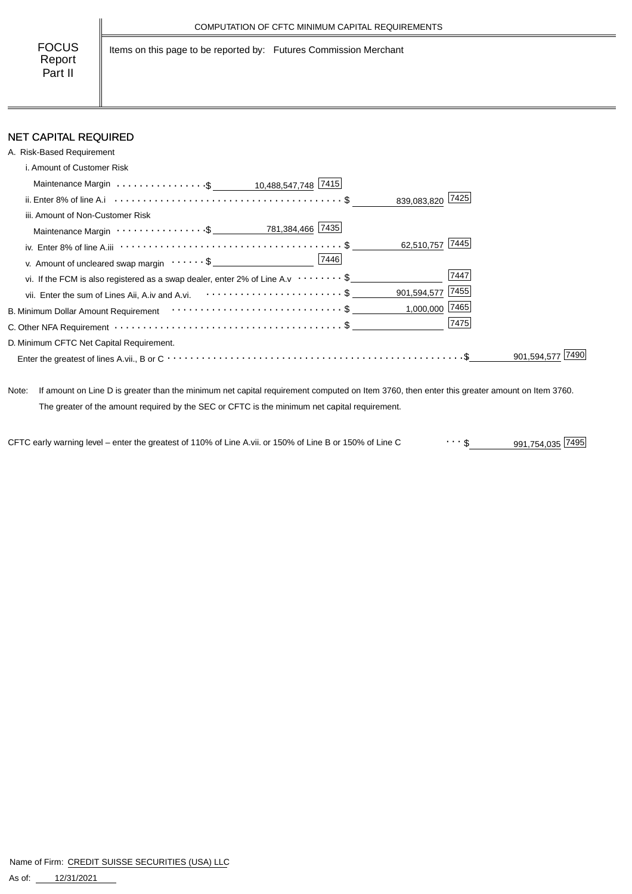COMPUTATION OF CFTC MINIMUM CAPITAL REQUIREMENTS

FOCUS Report Part II

Items on this page to be reported by: Futures Commission Merchant

## NET CAPITAL REQUIRED

A. Risk-Based Requirement

| Item | Amount | Code | Amount | Code | Amount | Code |
|---|---|---|---|---|---|---|
| i. Amount of Customer Risk Maintenance Margin | $ 10,488,547,748 | 7415 | | | | |
| ii. Enter 8% of line A.i | | | $ 839,083,820 | 7425 | | |
| iii. Amount of Non-Customer Risk Maintenance Margin | $ 781,384,466 | 7435 | | | | |
| iv. Enter 8% of line A.iii | | | $ 62,510,757 | 7445 | | |
| v. Amount of uncleared swap margin | $ | 7446 | | | | |
| vi. If the FCM is also registered as a swap dealer, enter 2% of Line A.v | | | $ | 7447 | | |
| vii. Enter the sum of Lines Aii, A.iv and A.vi. | | | $ 901,594,577 | 7455 | | |
| B. Minimum Dollar Amount Requirement | | | $ 1,000,000 | 7465 | | |
| C. Other NFA Requirement | | | $ | 7475 | | |
| D. Minimum CFTC Net Capital Requirement. Enter the greatest of lines A.vii., B or C | | | | | $ 901,594,577 | 7490 |

Note: If amount on Line D is greater than the minimum net capital requirement computed on Item 3760, then enter this greater amount on Item 3760. The greater of the amount required by the SEC or CFTC is the minimum net capital requirement.

CFTC early warning level – enter the greatest of 110% of Line A.vii. or 150% of Line B or 150% of Line C $ 991,754,035 [7495]

Name of Firm: CREDIT SUISSE SECURITIES (USA) LLC

As of: 12/31/2021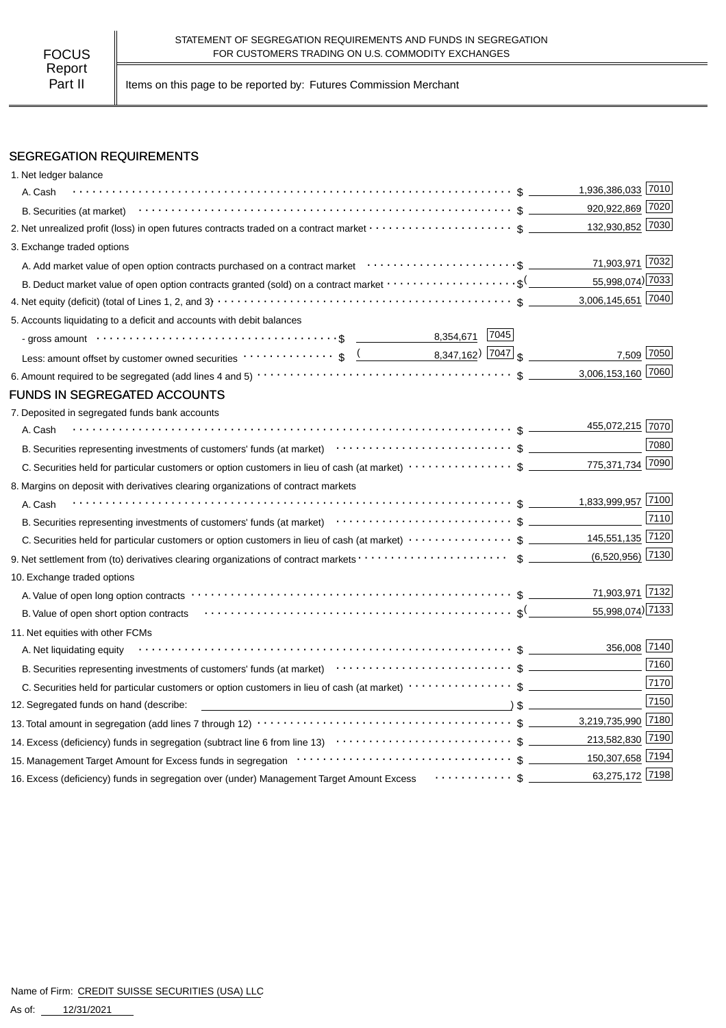FOCUS Report Part II

STATEMENT OF SEGREGATION REQUIREMENTS AND FUNDS IN SEGREGATION FOR CUSTOMERS TRADING ON U.S. COMMODITY EXCHANGES

Items on this page to be reported by: Futures Commission Merchant

## SEGREGATION REQUIREMENTS

| Item | | | Amount | Code |
|---|---|---|---|---|
| 1. Net ledger balance | | | | |
| A. Cash | | | $ 1,936,386,033 | 7010 |
| B. Securities (at market) | | | $ 920,922,869 | 7020 |
| 2. Net unrealized profit (loss) in open futures contracts traded on a contract market | | | $ 132,930,852 | 7030 |
| 3. Exchange traded options | | | | |
| A. Add market value of open option contracts purchased on a contract market | | | $ 71,903,971 | 7032 |
| B. Deduct market value of open option contracts granted (sold) on a contract market | | | $ (55,998,074) | 7033 |
| 4. Net equity (deficit) (total of Lines 1, 2, and 3) | | | $ 3,006,145,651 | 7040 |
| 5. Accounts liquidating to a deficit and accounts with debit balances | | | | |
| - gross amount | $ 8,354,671 | 7045 | | |
| Less: amount offset by customer owned securities | $ (8,347,162) | 7047 | $ 7,509 | 7050 |
| 6. Amount required to be segregated (add lines 4 and 5) | | | $ 3,006,153,160 | 7060 |

## FUNDS IN SEGREGATED ACCOUNTS

| Item | Amount | Code |
|---|---|---|
| 7. Deposited in segregated funds bank accounts | | |
| A. Cash | $ 455,072,215 | 7070 |
| B. Securities representing investments of customers' funds (at market) | $ | 7080 |
| C. Securities held for particular customers or option customers in lieu of cash (at market) | $ 775,371,734 | 7090 |
| 8. Margins on deposit with derivatives clearing organizations of contract markets | | |
| A. Cash | $ 1,833,999,957 | 7100 |
| B. Securities representing investments of customers' funds (at market) | $ | 7110 |
| C. Securities held for particular customers or option customers in lieu of cash (at market) | $ 145,551,135 | 7120 |
| 9. Net settlement from (to) derivatives clearing organizations of contract markets | $ (6,520,956) | 7130 |
| 10. Exchange traded options | | |
| A. Value of open long option contracts | $ 71,903,971 | 7132 |
| B. Value of open short option contracts | $ (55,998,074) | 7133 |
| 11. Net equities with other FCMs | | |
| A. Net liquidating equity | $ 356,008 | 7140 |
| B. Securities representing investments of customers' funds (at market) | $ | 7160 |
| C. Securities held for particular customers or option customers in lieu of cash (at market) | $ | 7170 |
| 12. Segregated funds on hand (describe: ) | $ | 7150 |
| 13. Total amount in segregation (add lines 7 through 12) | $ 3,219,735,990 | 7180 |
| 14. Excess (deficiency) funds in segregation (subtract line 6 from line 13) | $ 213,582,830 | 7190 |
| 15. Management Target Amount for Excess funds in segregation | $ 150,307,658 | 7194 |
| 16. Excess (deficiency) funds in segregation over (under) Management Target Amount Excess | $ 63,275,172 | 7198 |

Name of Firm: CREDIT SUISSE SECURITIES (USA) LLC

As of: 12/31/2021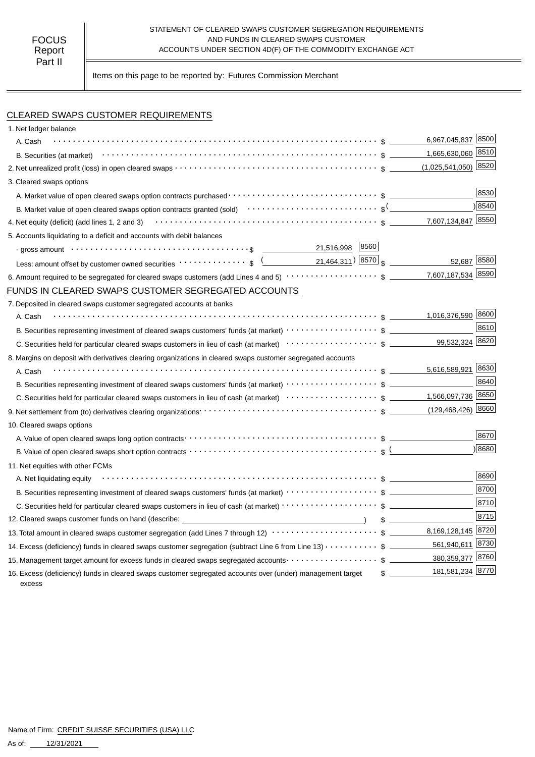FOCUS Report Part II

STATEMENT OF CLEARED SWAPS CUSTOMER SEGREGATION REQUIREMENTS AND FUNDS IN CLEARED SWAPS CUSTOMER ACCOUNTS UNDER SECTION 4D(F) OF THE COMMODITY EXCHANGE ACT

Items on this page to be reported by: Futures Commission Merchant

## CLEARED SWAPS CUSTOMER REQUIREMENTS

| Item | | | Amount | Code |
|---|---|---|---|---|
| 1. Net ledger balance | | | | |
| A. Cash | | | $ 6,967,045,837 | 8500 |
| B. Securities (at market) | | | $ 1,665,630,060 | 8510 |
| 2. Net unrealized profit (loss) in open cleared swaps | | | $ (1,025,541,050) | 8520 |
| 3. Cleared swaps options | | | | |
| A. Market value of open cleared swaps option contracts purchased | | | $ | 8530 |
| B. Market value of open cleared swaps option contracts granted (sold) | | | $ ( ) | 8540 |
| 4. Net equity (deficit) (add lines 1, 2 and 3) | | | $ 7,607,134,847 | 8550 |
| 5. Accounts liquidating to a deficit and accounts with debit balances | | | | |
| - gross amount | $ 21,516,998 | 8560 | | |
| Less: amount offset by customer owned securities | $ (21,464,311) | 8570 | $ 52,687 | 8580 |
| 6. Amount required to be segregated for cleared swaps customers (add Lines 4 and 5) | | | $ 7,607,187,534 | 8590 |

## FUNDS IN CLEARED SWAPS CUSTOMER SEGREGATED ACCOUNTS

| Item | Amount | Code |
|---|---|---|
| 7. Deposited in cleared swaps customer segregated accounts at banks | | |
| A. Cash | $ 1,016,376,590 | 8600 |
| B. Securities representing investment of cleared swaps customers' funds (at market) | $ | 8610 |
| C. Securities held for particular cleared swaps customers in lieu of cash (at market) | $ 99,532,324 | 8620 |
| 8. Margins on deposit with derivatives clearing organizations in cleared swaps customer segregated accounts | | |
| A. Cash | $ 5,616,589,921 | 8630 |
| B. Securities representing investment of cleared swaps customers' funds (at market) | $ | 8640 |
| C. Securities held for particular cleared swaps customers in lieu of cash (at market) | $ 1,566,097,736 | 8650 |
| 9. Net settlement from (to) derivatives clearing organizations | $ (129,468,426) | 8660 |
| 10. Cleared swaps options | | |
| A. Value of open cleared swaps long option contracts | $ | 8670 |
| B. Value of open cleared swaps short option contracts | $ ( ) | 8680 |
| 11. Net equities with other FCMs | | |
| A. Net liquidating equity | $ | 8690 |
| B. Securities representing investment of cleared swaps customers' funds (at market) | $ | 8700 |
| C. Securities held for particular cleared swaps customers in lieu of cash (at market) | $ | 8710 |
| 12. Cleared swaps customer funds on hand (describe: ) | $ | 8715 |
| 13. Total amount in cleared swaps customer segregation (add Lines 7 through 12) | $ 8,169,128,145 | 8720 |
| 14. Excess (deficiency) funds in cleared swaps customer segregation (subtract Line 6 from Line 13) | $ 561,940,611 | 8730 |
| 15. Management target amount for excess funds in cleared swaps segregated accounts | $ 380,359,377 | 8760 |
| 16. Excess (deficiency) funds in cleared swaps customer segregated accounts over (under) management target excess | $ 181,581,234 | 8770 |

Name of Firm: CREDIT SUISSE SECURITIES (USA) LLC

As of: 12/31/2021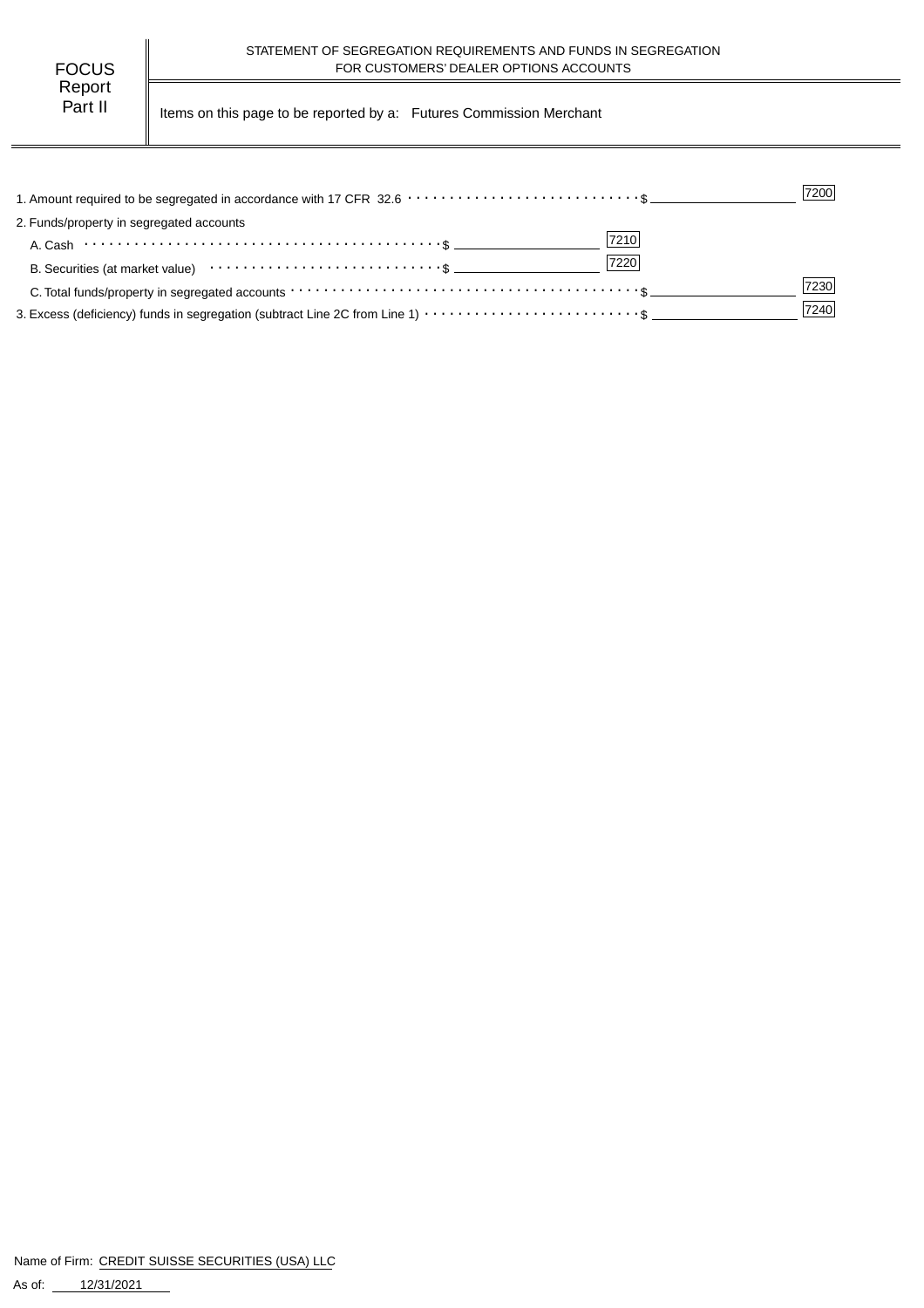FOCUS Report Part II

STATEMENT OF SEGREGATION REQUIREMENTS AND FUNDS IN SEGREGATION FOR CUSTOMERS' DEALER OPTIONS ACCOUNTS

Items on this page to be reported by a: Futures Commission Merchant

| | | | | |
|---|---|---|---|---|
| 1. Amount required to be segregated in accordance with 17 CFR 32.6 | | | $ | 7200 |
| 2. Funds/property in segregated accounts | | | | |
| A. Cash | $ | 7210 | | |
| B. Securities (at market value) | $ | 7220 | | |
| C. Total funds/property in segregated accounts | | | $ | 7230 |
| 3. Excess (deficiency) funds in segregation (subtract Line 2C from Line 1) | | | $ | 7240 |

Name of Firm: CREDIT SUISSE SECURITIES (USA) LLC

As of: 12/31/2021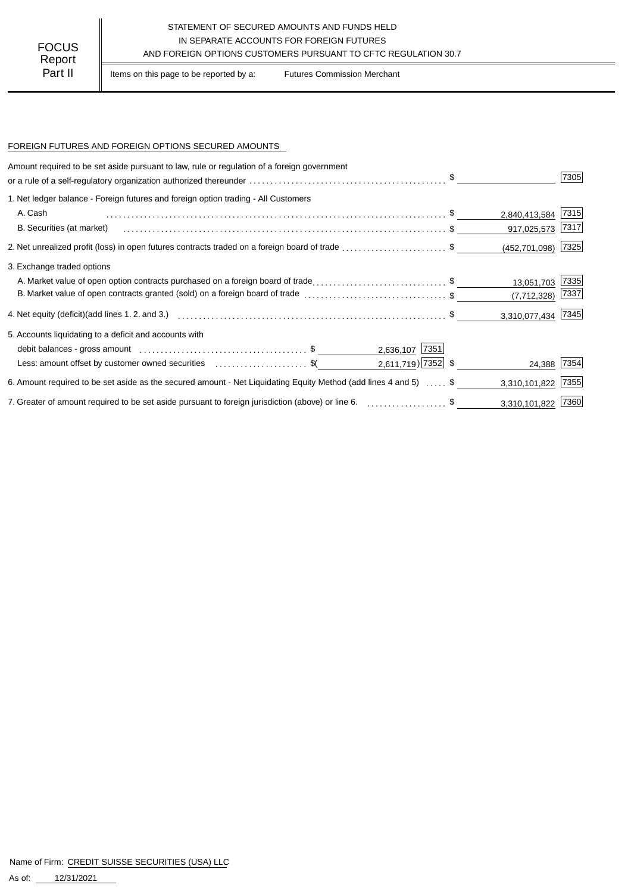FOCUS Report Part II

STATEMENT OF SECURED AMOUNTS AND FUNDS HELD IN SEPARATE ACCOUNTS FOR FOREIGN FUTURES AND FOREIGN OPTIONS CUSTOMERS PURSUANT TO CFTC REGULATION 30.7

Items on this page to be reported by a: Futures Commission Merchant

FOREIGN FUTURES AND FOREIGN OPTIONS SECURED AMOUNTS

| Item | | | Amount | Code |
|---|---|---|---|---|
| Amount required to be set aside pursuant to law, rule or regulation of a foreign government or a rule of a self-regulatory organization authorized thereunder | | | $ | 7305 |
| 1. Net ledger balance - Foreign futures and foreign option trading - All Customers | | | | |
| A. Cash | | | $ 2,840,413,584 | 7315 |
| B. Securities (at market) | | | $ 917,025,573 | 7317 |
| 2. Net unrealized profit (loss) in open futures contracts traded on a foreign board of trade | | | $ (452,701,098) | 7325 |
| 3. Exchange traded options | | | | |
| A. Market value of open option contracts purchased on a foreign board of trade | | | $ 13,051,703 | 7335 |
| B. Market value of open contracts granted (sold) on a foreign board of trade | | | $ (7,712,328) | 7337 |
| 4. Net equity (deficit)(add lines 1. 2. and 3.) | | | $ 3,310,077,434 | 7345 |
| 5. Accounts liquidating to a deficit and accounts with | | | | |
| debit balances - gross amount | $ 2,636,107 | 7351 | | |
| Less: amount offset by customer owned securities | $( 2,611,719) | 7352 | $ 24,388 | 7354 |
| 6. Amount required to be set aside as the secured amount - Net Liquidating Equity Method (add lines 4 and 5) | | | $ 3,310,101,822 | 7355 |
| 7. Greater of amount required to be set aside pursuant to foreign jurisdiction (above) or line 6. | | | $ 3,310,101,822 | 7360 |

Name of Firm: CREDIT SUISSE SECURITIES (USA) LLC

As of: 12/31/2021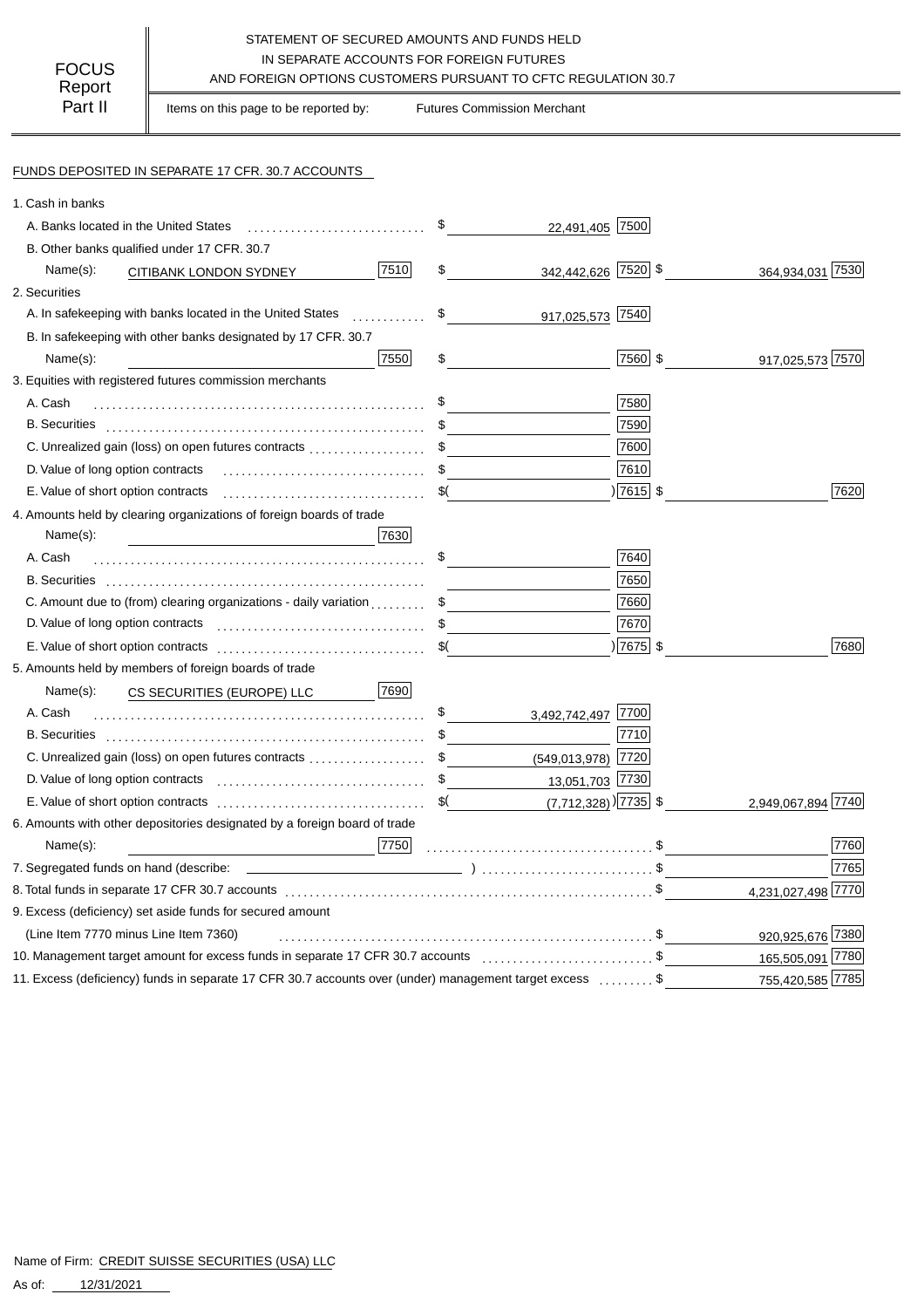FOCUS Report Part II

STATEMENT OF SECURED AMOUNTS AND FUNDS HELD IN SEPARATE ACCOUNTS FOR FOREIGN FUTURES AND FOREIGN OPTIONS CUSTOMERS PURSUANT TO CFTC REGULATION 30.7

Items on this page to be reported by: Futures Commission Merchant

FUNDS DEPOSITED IN SEPARATE 17 CFR. 30.7 ACCOUNTS

| | | | | |
|---|---|---|---|---|
| 1. Cash in banks | | | | |
| A. Banks located in the United States | $ 22,491,405 | 7500 | | |
| B. Other banks qualified under 17 CFR. 30.7 | | | | |
| Name(s): CITIBANK LONDON SYDNEY 7510 | $ 342,442,626 | 7520 | $ 364,934,031 | 7530 |
| 2. Securities | | | | |
| A. In safekeeping with banks located in the United States | $ 917,025,573 | 7540 | | |
| B. In safekeeping with other banks designated by 17 CFR. 30.7 | | | | |
| Name(s): 7550 | $ | 7560 | $ 917,025,573 | 7570 |
| 3. Equities with registered futures commission merchants | | | | |
| A. Cash | $ | 7580 | | |
| B. Securities | $ | 7590 | | |
| C. Unrealized gain (loss) on open futures contracts | $ | 7600 | | |
| D. Value of long option contracts | $ | 7610 | | |
| E. Value of short option contracts | $( ) | 7615 | $ | 7620 |
| 4. Amounts held by clearing organizations of foreign boards of trade | | | | |
| Name(s): 7630 | | | | |
| A. Cash | $ | 7640 | | |
| B. Securities | | 7650 | | |
| C. Amount due to (from) clearing organizations - daily variation | $ | 7660 | | |
| D. Value of long option contracts | $ | 7670 | | |
| E. Value of short option contracts | $( ) | 7675 | $ | 7680 |
| 5. Amounts held by members of foreign boards of trade | | | | |
| Name(s): CS SECURITIES (EUROPE) LLC 7690 | | | | |
| A. Cash | $ 3,492,742,497 | 7700 | | |
| B. Securities | $ | 7710 | | |
| C. Unrealized gain (loss) on open futures contracts | $ (549,013,978) | 7720 | | |
| D. Value of long option contracts | $ 13,051,703 | 7730 | | |
| E. Value of short option contracts | $( (7,712,328) ) | 7735 | $ 2,949,067,894 | 7740 |
| 6. Amounts with other depositories designated by a foreign board of trade | | | | |
| Name(s): 7750 | | | $ | 7760 |
| 7. Segregated funds on hand (describe: ) | | | $ | 7765 |
| 8. Total funds in separate 17 CFR 30.7 accounts | | | $ 4,231,027,498 | 7770 |
| 9. Excess (deficiency) set aside funds for secured amount | | | | |
| (Line Item 7770 minus Line Item 7360) | | | $ 920,925,676 | 7380 |
| 10. Management target amount for excess funds in separate 17 CFR 30.7 accounts | | | $ 165,505,091 | 7780 |
| 11. Excess (deficiency) funds in separate 17 CFR 30.7 accounts over (under) management target excess | | | $ 755,420,585 | 7785 |

Name of Firm: CREDIT SUISSE SECURITIES (USA) LLC

As of: 12/31/2021